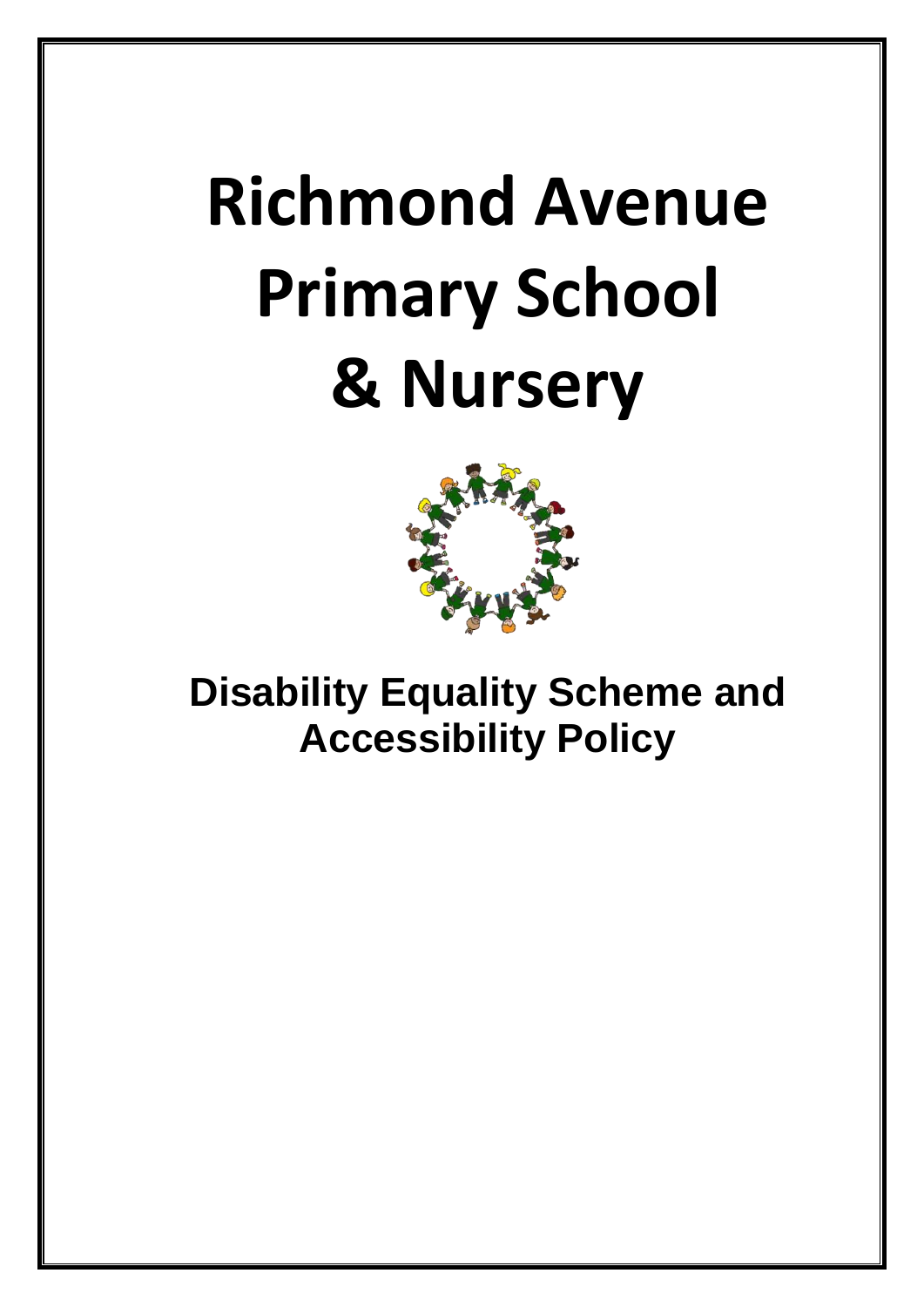# Richmond Avenue Primary School & Nursery

## Disability Equality Scheme and Accessibility Policy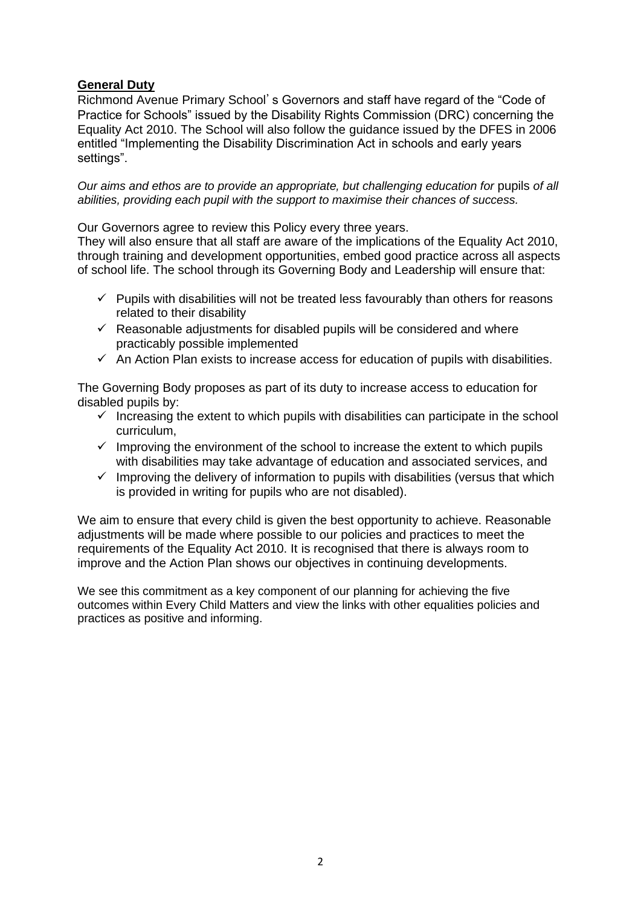**General Duty**

Richmond Avenue Primary School' s Governors and staff have regard of the "Code of Practice for Schools" issued by the Disability Rights Commission (DRC) concerning the Equality Act 2010. The School will also follow the guidance issued by the DFES in 2006 entitled "Implementing the Disability Discrimination Act in schools and early years settings".

*Our aims and ethos are to provide an appropriate, but challenging education for* pupils *of all abilities, providing each pupil with the support to maximise their chances of success.*

Our Governors agree to review this Policy every three years.
They will also ensure that all staff are aware of the implications of the Equality Act 2010, through training and development opportunities, embed good practice across all aspects of school life. The school through its Governing Body and Leadership will ensure that:

- ✓ Pupils with disabilities will not be treated less favourably than others for reasons related to their disability
- ✓ Reasonable adjustments for disabled pupils will be considered and where practicably possible implemented
- ✓ An Action Plan exists to increase access for education of pupils with disabilities.

The Governing Body proposes as part of its duty to increase access to education for disabled pupils by:

- ✓ Increasing the extent to which pupils with disabilities can participate in the school curriculum,
- ✓ Improving the environment of the school to increase the extent to which pupils with disabilities may take advantage of education and associated services, and
- ✓ Improving the delivery of information to pupils with disabilities (versus that which is provided in writing for pupils who are not disabled).

We aim to ensure that every child is given the best opportunity to achieve. Reasonable adjustments will be made where possible to our policies and practices to meet the requirements of the Equality Act 2010. It is recognised that there is always room to improve and the Action Plan shows our objectives in continuing developments.

We see this commitment as a key component of our planning for achieving the five outcomes within Every Child Matters and view the links with other equalities policies and practices as positive and informing.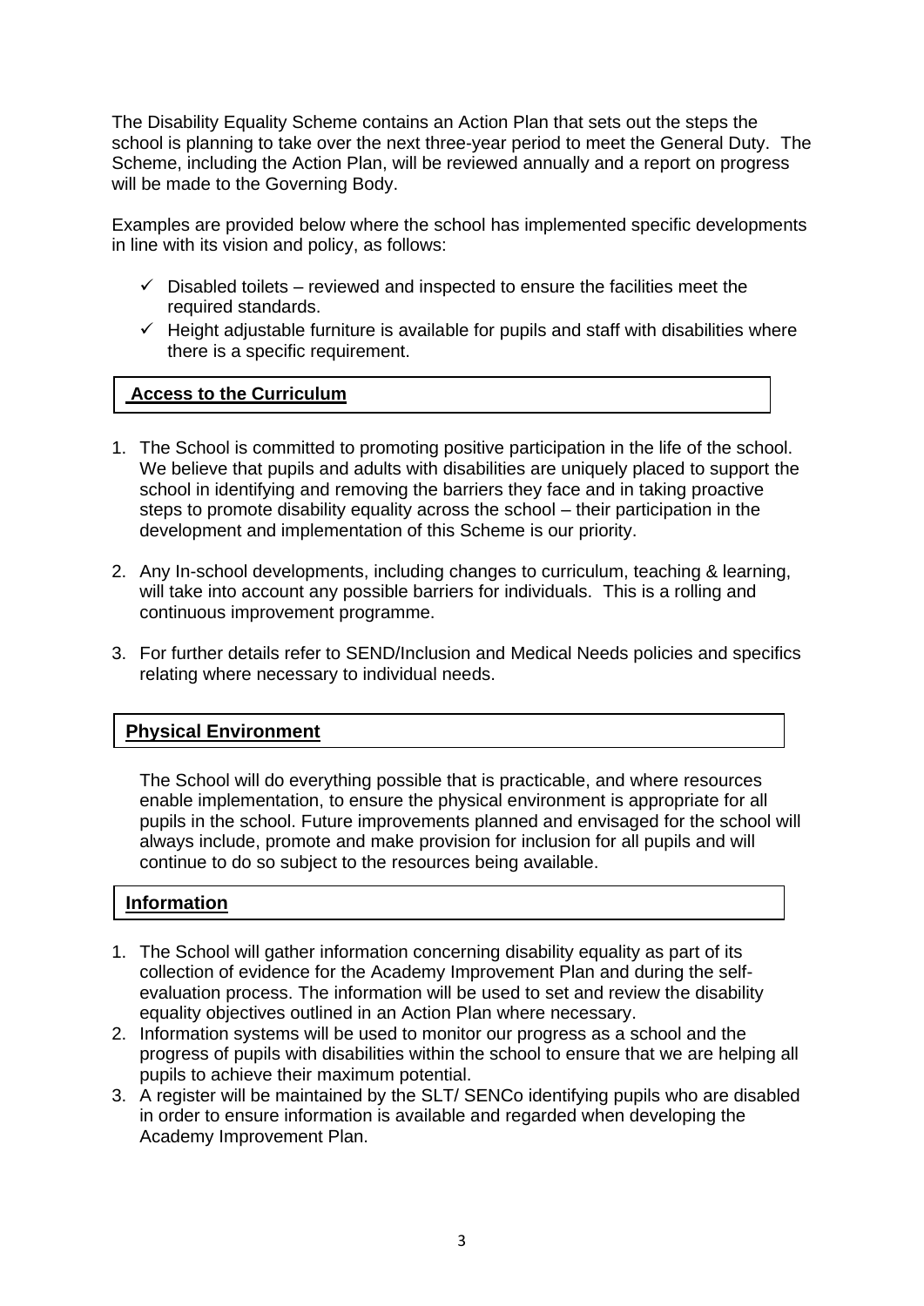The Disability Equality Scheme contains an Action Plan that sets out the steps the school is planning to take over the next three-year period to meet the General Duty. The Scheme, including the Action Plan, will be reviewed annually and a report on progress will be made to the Governing Body.

Examples are provided below where the school has implemented specific developments in line with its vision and policy, as follows:

- ✓ Disabled toilets – reviewed and inspected to ensure the facilities meet the required standards.
- ✓ Height adjustable furniture is available for pupils and staff with disabilities where there is a specific requirement.

## Access to the Curriculum

1. The School is committed to promoting positive participation in the life of the school. We believe that pupils and adults with disabilities are uniquely placed to support the school in identifying and removing the barriers they face and in taking proactive steps to promote disability equality across the school – their participation in the development and implementation of this Scheme is our priority.

2. Any In-school developments, including changes to curriculum, teaching & learning, will take into account any possible barriers for individuals. This is a rolling and continuous improvement programme.

3. For further details refer to SEND/Inclusion and Medical Needs policies and specifics relating where necessary to individual needs.

## Physical Environment

The School will do everything possible that is practicable, and where resources enable implementation, to ensure the physical environment is appropriate for all pupils in the school. Future improvements planned and envisaged for the school will always include, promote and make provision for inclusion for all pupils and will continue to do so subject to the resources being available.

## Information

1. The School will gather information concerning disability equality as part of its collection of evidence for the Academy Improvement Plan and during the self-evaluation process. The information will be used to set and review the disability equality objectives outlined in an Action Plan where necessary.
2. Information systems will be used to monitor our progress as a school and the progress of pupils with disabilities within the school to ensure that we are helping all pupils to achieve their maximum potential.
3. A register will be maintained by the SLT/ SENCo identifying pupils who are disabled in order to ensure information is available and regarded when developing the Academy Improvement Plan.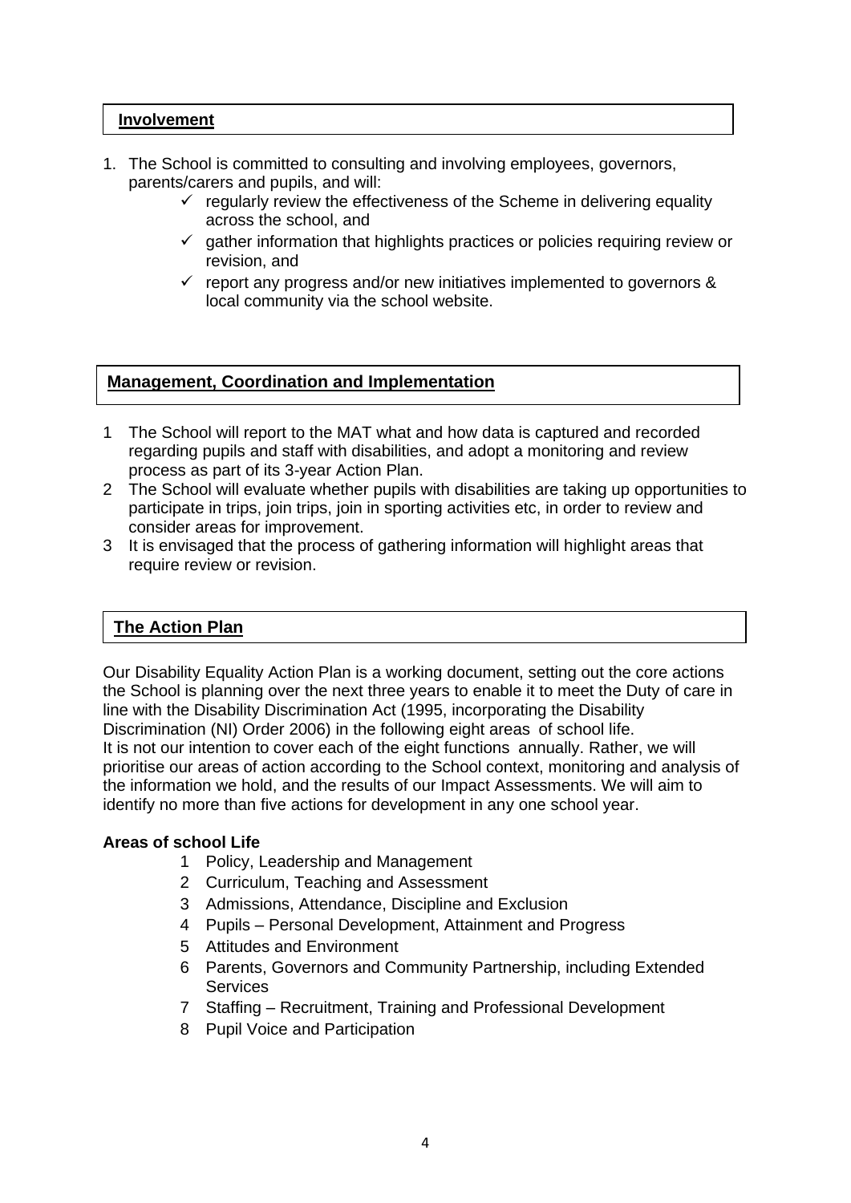## Involvement

1. The School is committed to consulting and involving employees, governors, parents/carers and pupils, and will:
   - ✓ regularly review the effectiveness of the Scheme in delivering equality across the school, and
   - ✓ gather information that highlights practices or policies requiring review or revision, and
   - ✓ report any progress and/or new initiatives implemented to governors & local community via the school website.

## Management, Coordination and Implementation

1. The School will report to the MAT what and how data is captured and recorded regarding pupils and staff with disabilities, and adopt a monitoring and review process as part of its 3-year Action Plan.
2. The School will evaluate whether pupils with disabilities are taking up opportunities to participate in trips, join trips, join in sporting activities etc, in order to review and consider areas for improvement.
3. It is envisaged that the process of gathering information will highlight areas that require review or revision.

## The Action Plan

Our Disability Equality Action Plan is a working document, setting out the core actions the School is planning over the next three years to enable it to meet the Duty of care in line with the Disability Discrimination Act (1995, incorporating the Disability Discrimination (NI) Order 2006) in the following eight areas of school life.
It is not our intention to cover each of the eight functions annually. Rather, we will prioritise our areas of action according to the School context, monitoring and analysis of the information we hold, and the results of our Impact Assessments. We will aim to identify no more than five actions for development in any one school year.

**Areas of school Life**

1. Policy, Leadership and Management
2. Curriculum, Teaching and Assessment
3. Admissions, Attendance, Discipline and Exclusion
4. Pupils – Personal Development, Attainment and Progress
5. Attitudes and Environment
6. Parents, Governors and Community Partnership, including Extended Services
7. Staffing – Recruitment, Training and Professional Development
8. Pupil Voice and Participation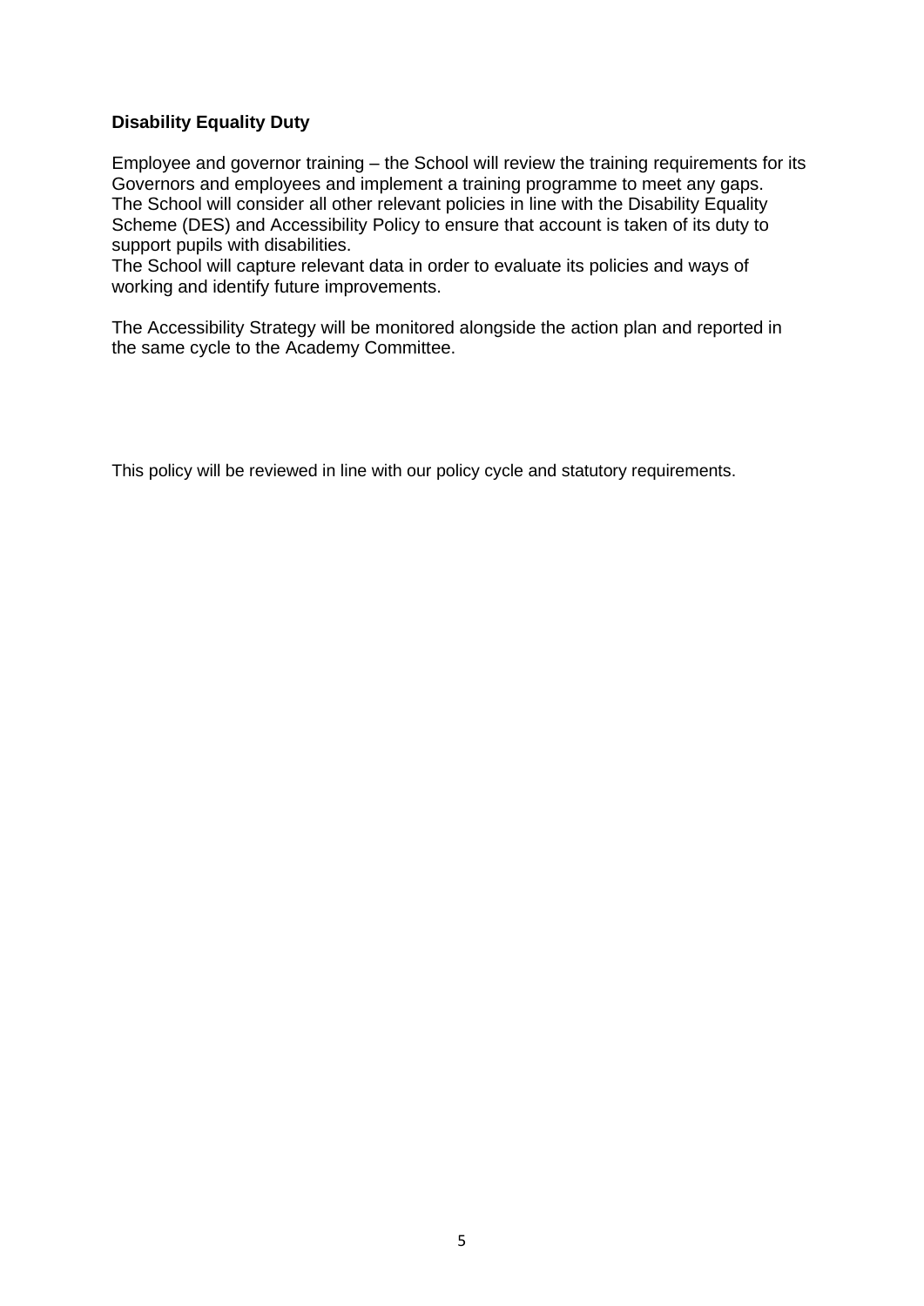**Disability Equality Duty**

Employee and governor training – the School will review the training requirements for its Governors and employees and implement a training programme to meet any gaps.
The School will consider all other relevant policies in line with the Disability Equality Scheme (DES) and Accessibility Policy to ensure that account is taken of its duty to support pupils with disabilities.
The School will capture relevant data in order to evaluate its policies and ways of working and identify future improvements.

The Accessibility Strategy will be monitored alongside the action plan and reported in the same cycle to the Academy Committee.

This policy will be reviewed in line with our policy cycle and statutory requirements.